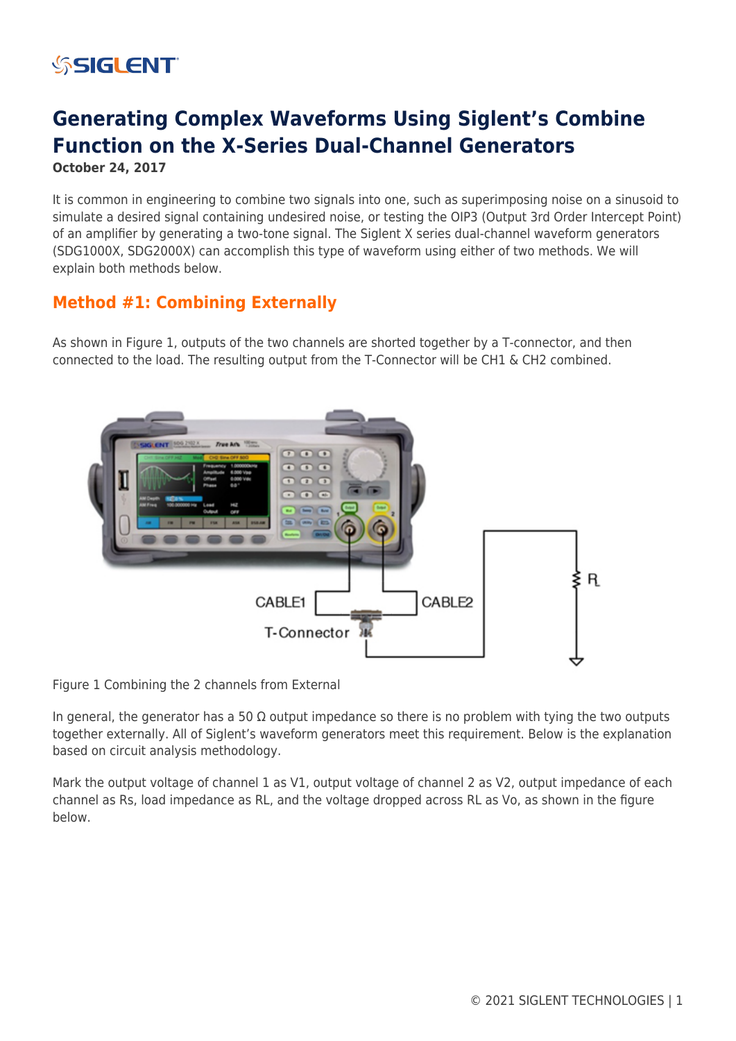# Generating Complex Waveforms Using Siglent's Combine Function on the X-Series Dual-Channel Generators

**October 24, 2017**

It is common in engineering to combine two signals into one, such as superimposing noise on a sinusoid to simulate a desired signal containing undesired noise, or testing the OIP3 (Output 3rd Order Intercept Point) of an amplifier by generating a two-tone signal. The Siglent X series dual-channel waveform generators (SDG1000X, SDG2000X) can accomplish this type of waveform using either of two methods. We will explain both methods below.

## Method #1: Combining Externally

As shown in Figure 1, outputs of the two channels are shorted together by a T-connector, and then connected to the load. The resulting output from the T-Connector will be CH1 & CH2 combined.

Figure 1 Combining the 2 channels from External

In general, the generator has a 50 Ω output impedance so there is no problem with tying the two outputs together externally. All of Siglent's waveform generators meet this requirement. Below is the explanation based on circuit analysis methodology.

Mark the output voltage of channel 1 as V1, output voltage of channel 2 as V2, output impedance of each channel as Rs, load impedance as RL, and the voltage dropped across RL as Vo, as shown in the figure below.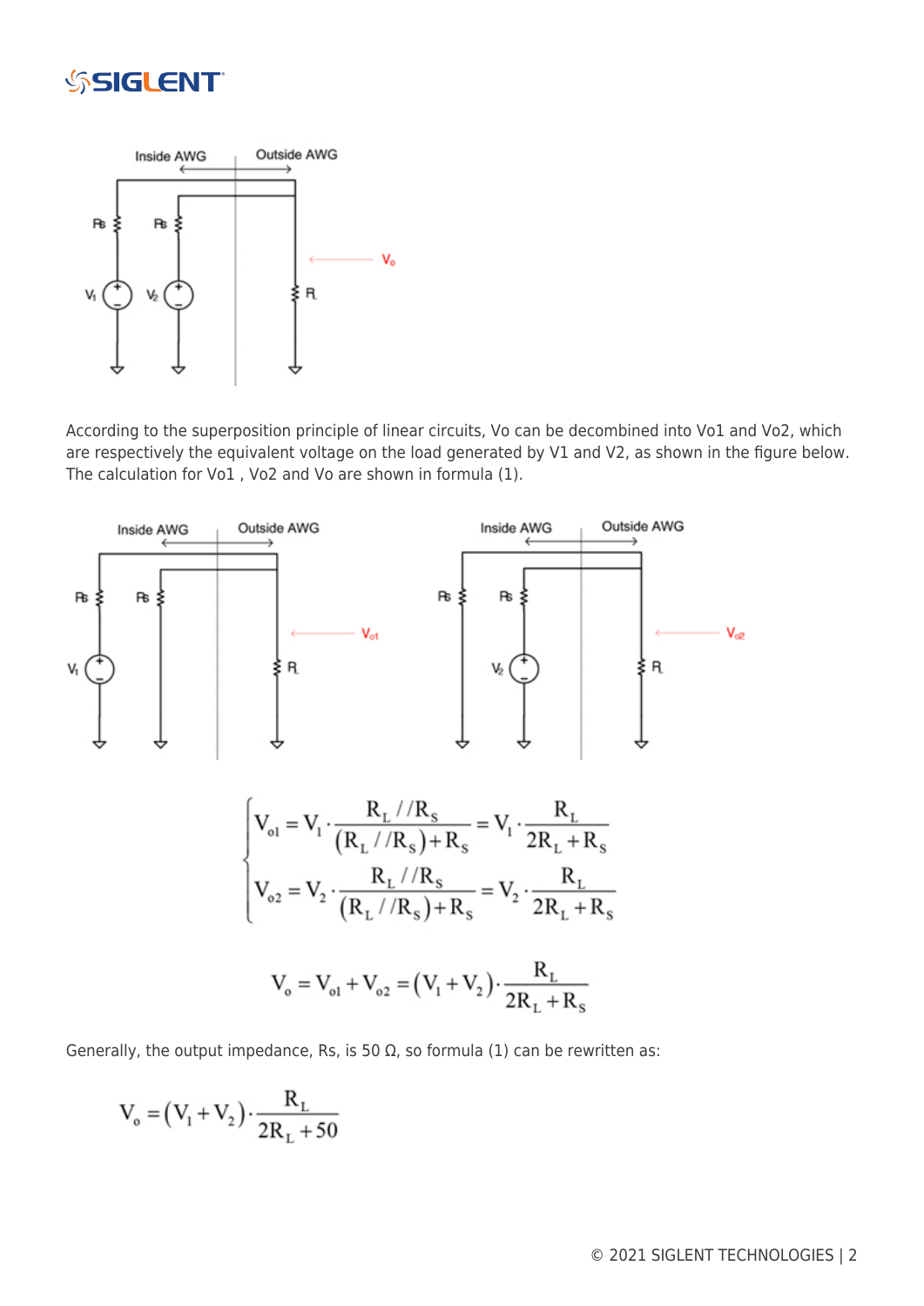According to the superposition principle of linear circuits, Vo can be decombined into Vo1 and Vo2, which are respectively the equivalent voltage on the load generated by V1 and V2, as shown in the figure below. The calculation for Vo1 , Vo2 and Vo are shown in formula (1).

$$
\begin{cases}
V_{o1} = V_1 \cdot \dfrac{R_L // R_S}{(R_L // R_S) + R_S} = V_1 \cdot \dfrac{R_L}{2R_L + R_S} \\
V_{o2} = V_2 \cdot \dfrac{R_L // R_S}{(R_L // R_S) + R_S} = V_2 \cdot \dfrac{R_L}{2R_L + R_S}
\end{cases}
$$

$$
V_o = V_{o1} + V_{o2} = (V_1 + V_2) \cdot \frac{R_L}{2R_L + R_S}
$$

Generally, the output impedance, Rs, is 50 Ω, so formula (1) can be rewritten as:

$$
V_o = (V_1 + V_2) \cdot \frac{R_L}{2R_L + 50}
$$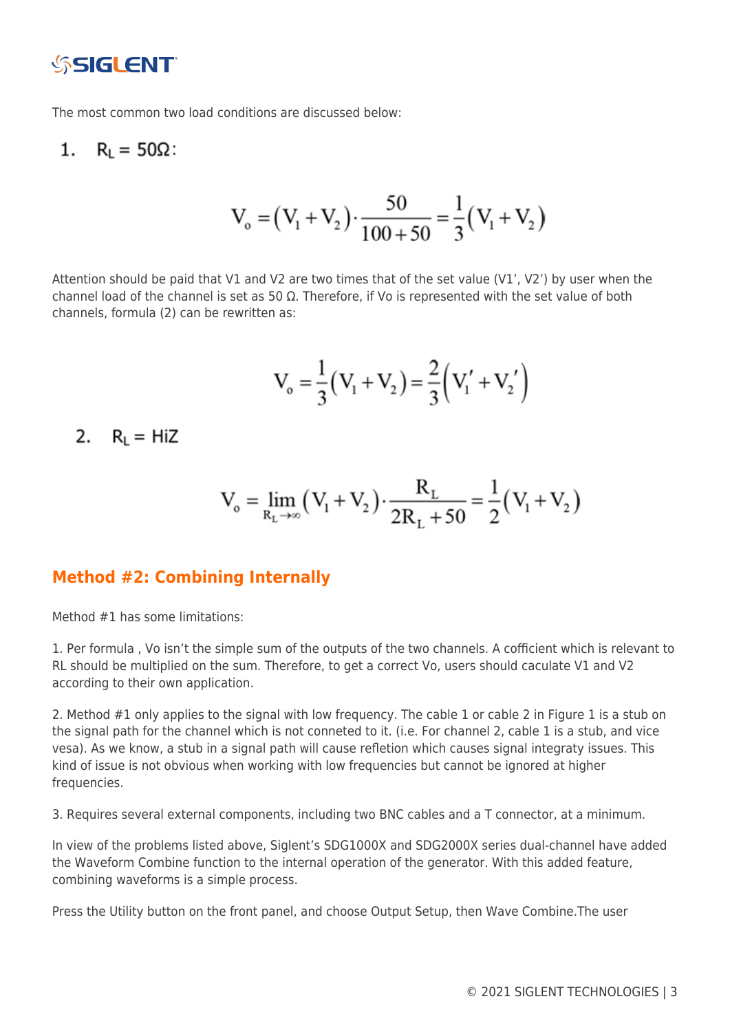The most common two load conditions are discussed below:

1. $R_L = 50\Omega$:

$$V_o = (V_1 + V_2) \cdot \frac{50}{100+50} = \frac{1}{3}(V_1 + V_2)$$

Attention should be paid that V1 and V2 are two times that of the set value (V1', V2') by user when the channel load of the channel is set as 50 Ω. Therefore, if Vo is represented with the set value of both channels, formula (2) can be rewritten as:

$$V_o = \frac{1}{3}(V_1 + V_2) = \frac{2}{3}(V_1' + V_2')$$

2. $R_L$ = HiZ

$$V_o = \lim_{R_L \to \infty}(V_1 + V_2) \cdot \frac{R_L}{2R_L + 50} = \frac{1}{2}(V_1 + V_2)$$

## Method #2: Combining Internally

Method #1 has some limitations:

1. Per formula , Vo isn't the simple sum of the outputs of the two channels. A cofficient which is relevant to RL should be multiplied on the sum. Therefore, to get a correct Vo, users should caculate V1 and V2 according to their own application.

2. Method #1 only applies to the signal with low frequency. The cable 1 or cable 2 in Figure 1 is a stub on the signal path for the channel which is not conneted to it. (i.e. For channel 2, cable 1 is a stub, and vice vesa). As we know, a stub in a signal path will cause refletion which causes signal integraty issues. This kind of issue is not obvious when working with low frequencies but cannot be ignored at higher frequencies.

3. Requires several external components, including two BNC cables and a T connector, at a minimum.

In view of the problems listed above, Siglent's SDG1000X and SDG2000X series dual-channel have added the Waveform Combine function to the internal operation of the generator. With this added feature, combining waveforms is a simple process.

Press the Utility button on the front panel, and choose Output Setup, then Wave Combine.The user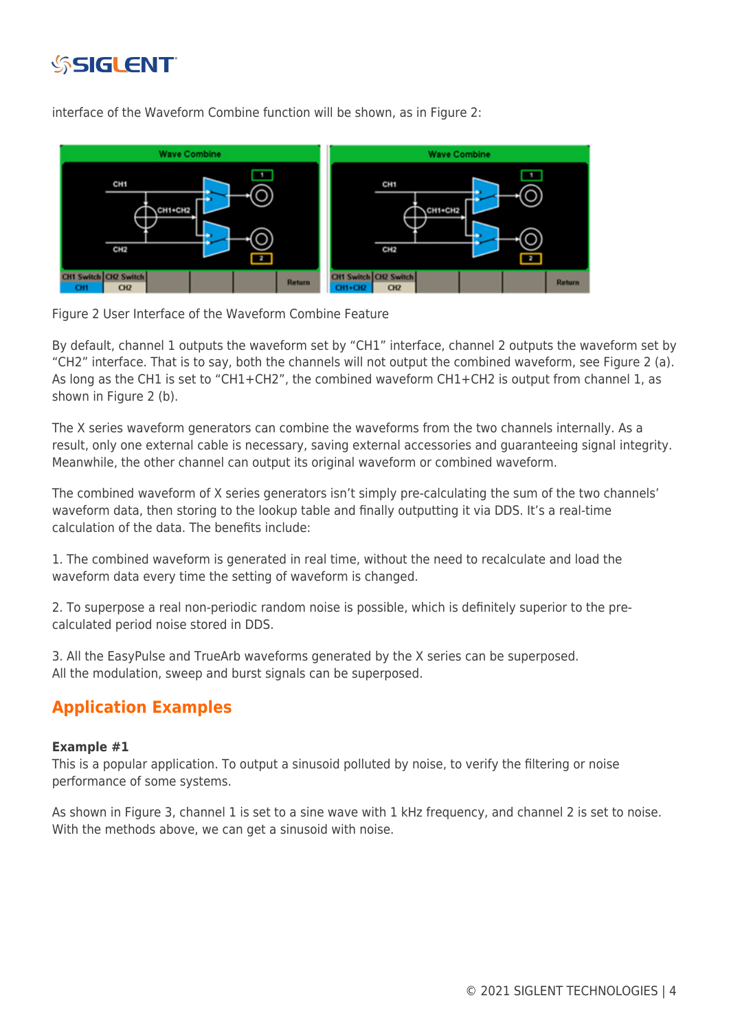interface of the Waveform Combine function will be shown, as in Figure 2:

Figure 2 User Interface of the Waveform Combine Feature

By default, channel 1 outputs the waveform set by "CH1" interface, channel 2 outputs the waveform set by "CH2" interface. That is to say, both the channels will not output the combined waveform, see Figure 2 (a). As long as the CH1 is set to "CH1+CH2", the combined waveform CH1+CH2 is output from channel 1, as shown in Figure 2 (b).

The X series waveform generators can combine the waveforms from the two channels internally. As a result, only one external cable is necessary, saving external accessories and guaranteeing signal integrity. Meanwhile, the other channel can output its original waveform or combined waveform.

The combined waveform of X series generators isn't simply pre-calculating the sum of the two channels' waveform data, then storing to the lookup table and finally outputting it via DDS. It's a real-time calculation of the data. The benefits include:

1. The combined waveform is generated in real time, without the need to recalculate and load the waveform data every time the setting of waveform is changed.

2. To superpose a real non-periodic random noise is possible, which is definitely superior to the pre-calculated period noise stored in DDS.

3. All the EasyPulse and TrueArb waveforms generated by the X series can be superposed.
All the modulation, sweep and burst signals can be superposed.

## Application Examples

**Example #1**
This is a popular application. To output a sinusoid polluted by noise, to verify the filtering or noise performance of some systems.

As shown in Figure 3, channel 1 is set to a sine wave with 1 kHz frequency, and channel 2 is set to noise. With the methods above, we can get a sinusoid with noise.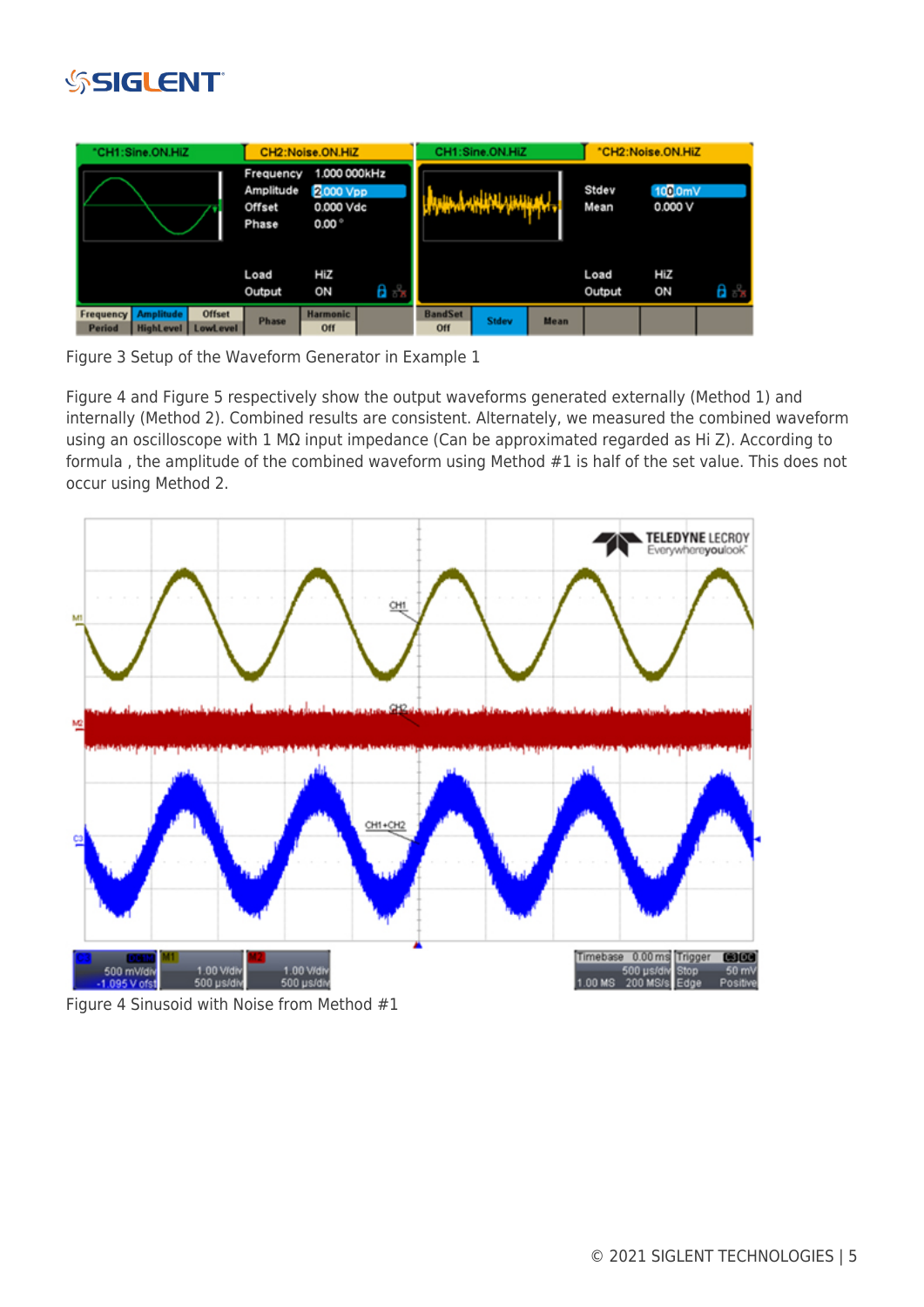Figure 3 Setup of the Waveform Generator in Example 1

Figure 4 and Figure 5 respectively show the output waveforms generated externally (Method 1) and internally (Method 2). Combined results are consistent. Alternately, we measured the combined waveform using an oscilloscope with 1 MΩ input impedance (Can be approximated regarded as Hi Z). According to formula , the amplitude of the combined waveform using Method #1 is half of the set value. This does not occur using Method 2.

Figure 4 Sinusoid with Noise from Method #1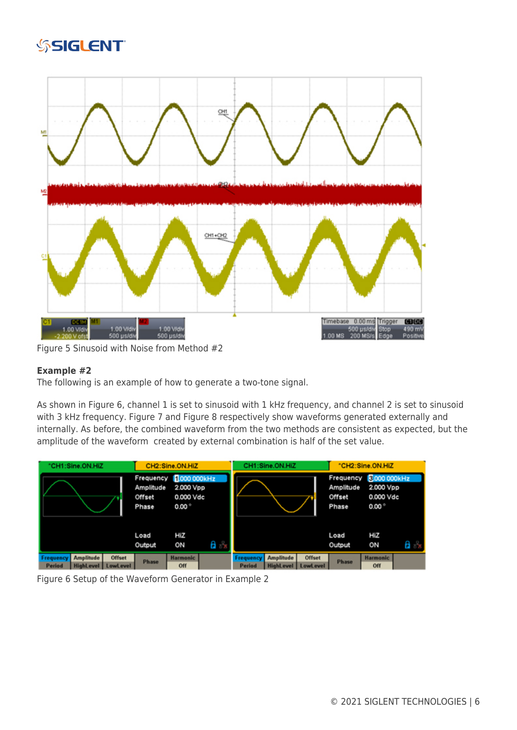Figure 5 Sinusoid with Noise from Method #2

**Example #2**

The following is an example of how to generate a two-tone signal.

As shown in Figure 6, channel 1 is set to sinusoid with 1 kHz frequency, and channel 2 is set to sinusoid with 3 kHz frequency. Figure 7 and Figure 8 respectively show waveforms generated externally and internally. As before, the combined waveform from the two methods are consistent as expected, but the amplitude of the waveform  created by external combination is half of the set value.

Figure 6 Setup of the Waveform Generator in Example 2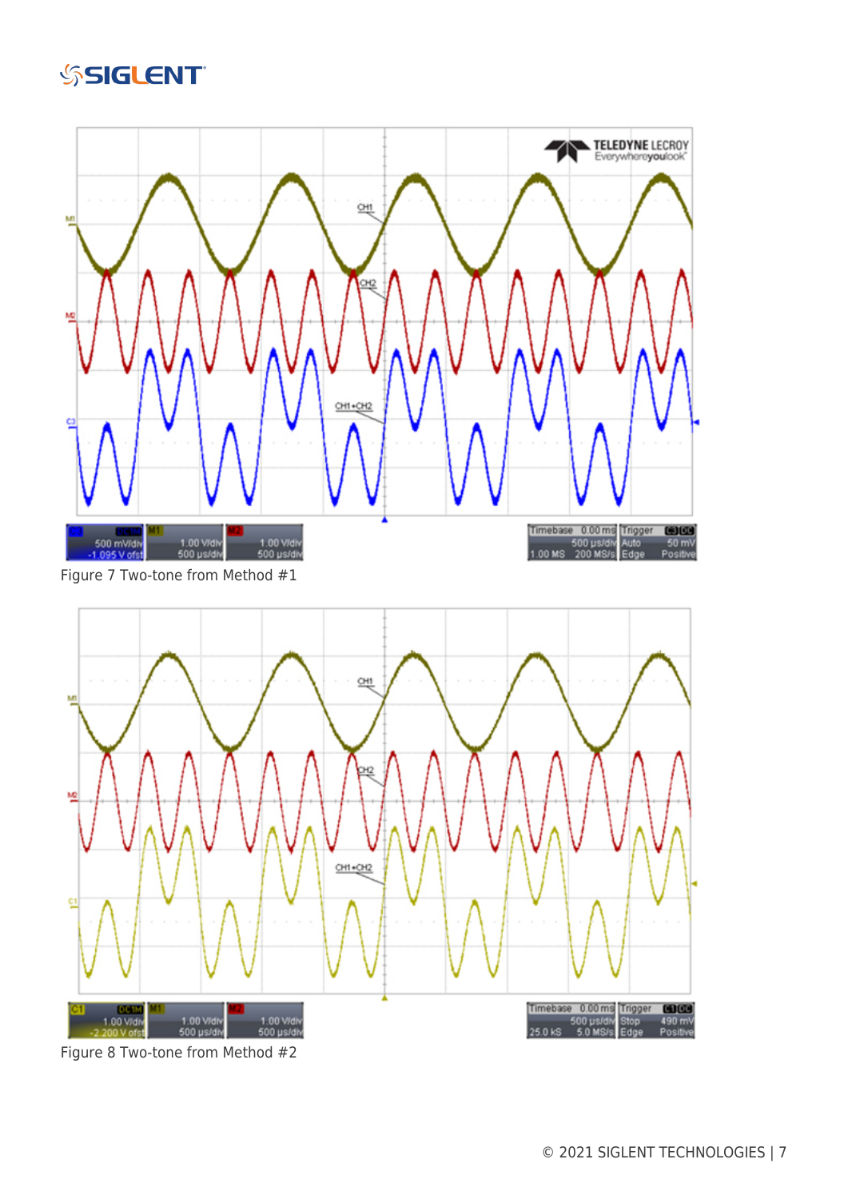Figure 7 Two-tone from Method #1

Figure 8 Two-tone from Method #2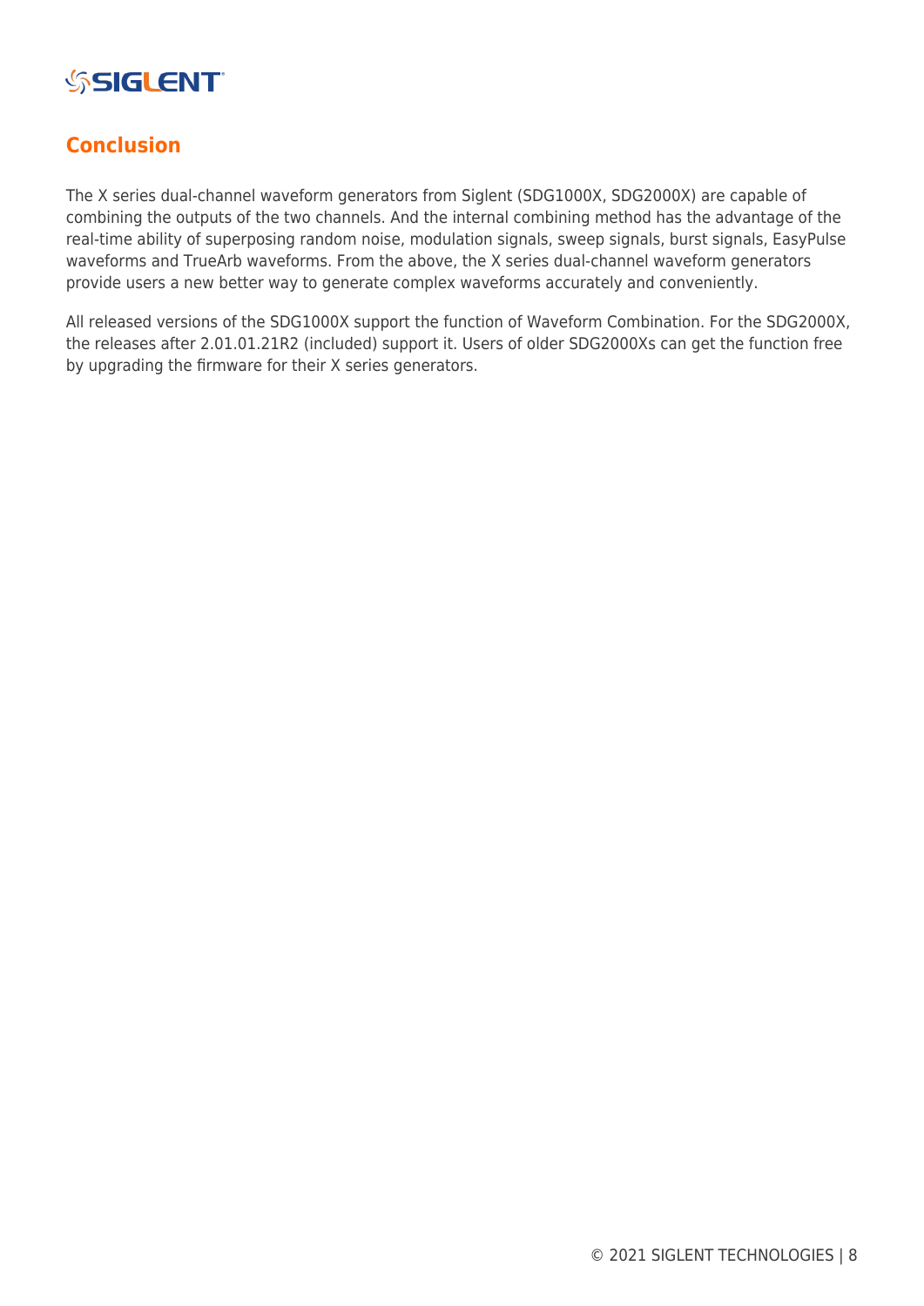## Conclusion

The X series dual-channel waveform generators from Siglent (SDG1000X, SDG2000X) are capable of combining the outputs of the two channels. And the internal combining method has the advantage of the real-time ability of superposing random noise, modulation signals, sweep signals, burst signals, EasyPulse waveforms and TrueArb waveforms. From the above, the X series dual-channel waveform generators provide users a new better way to generate complex waveforms accurately and conveniently.

All released versions of the SDG1000X support the function of Waveform Combination. For the SDG2000X, the releases after 2.01.01.21R2 (included) support it. Users of older SDG2000Xs can get the function free by upgrading the firmware for their X series generators.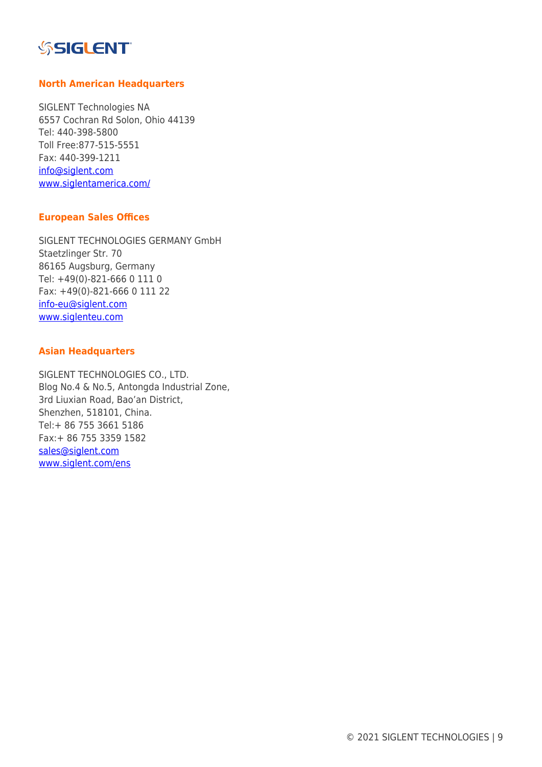## North American Headquarters

SIGLENT Technologies NA
6557 Cochran Rd Solon, Ohio 44139
Tel: 440-398-5800
Toll Free:877-515-5551
Fax: 440-399-1211
info@siglent.com
www.siglentamerica.com/

## European Sales Offices

SIGLENT TECHNOLOGIES GERMANY GmbH
Staetzlinger Str. 70
86165 Augsburg, Germany
Tel: +49(0)-821-666 0 111 0
Fax: +49(0)-821-666 0 111 22
info-eu@siglent.com
www.siglenteu.com

## Asian Headquarters

SIGLENT TECHNOLOGIES CO., LTD.
Blog No.4 & No.5, Antongda Industrial Zone,
3rd Liuxian Road, Bao'an District,
Shenzhen, 518101, China.
Tel:+ 86 755 3661 5186
Fax:+ 86 755 3359 1582
sales@siglent.com
www.siglent.com/ens